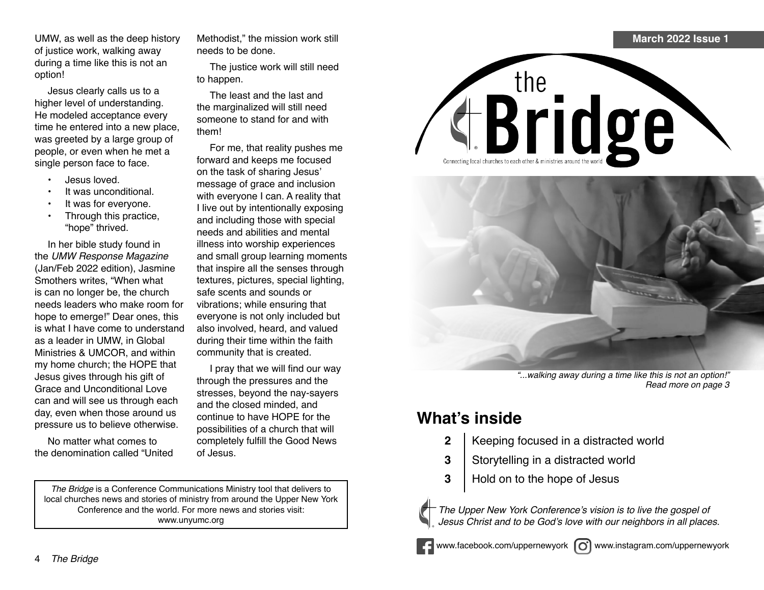UMW, as well as the deep history of justice work, walking away during a time like this is not an option!

Jesus clearly calls us to a higher level of understanding. He modeled acceptance every time he entered into a new place, was greeted by a large group of people, or even when he met a single person face to face.

- Jesus loved.
- It was unconditional.
- It was for everyone.
- Through this practice, "hope" thrived.

In her bible study found in the *UMW Response Magazine* (Jan/Feb 2022 edition), Jasmine Smothers writes, "When what is can no longer be, the church needs leaders who make room for hope to emerge!" Dear ones, this is what I have come to understand as a leader in UMW, in Global Ministries & UMCOR, and within my home church; the HOPE that Jesus gives through his gift of Grace and Unconditional Love can and will see us through each day, even when those around us pressure us to believe otherwise.

No matter what comes to the denomination called "United Methodist," the mission work still needs to be done.

The justice work will still need to happen.

The least and the last and the marginalized will still need someone to stand for and with them!

For me, that reality pushes me forward and keeps me focused on the task of sharing Jesus' message of grace and inclusion with everyone I can. A reality that I live out by intentionally exposing and including those with special needs and abilities and mental illness into worship experiences and small group learning moments that inspire all the senses through textures, pictures, special lighting, safe scents and sounds or vibrations; while ensuring that everyone is not only included but also involved, heard, and valued during their time within the faith community that is created.

I pray that we will find our way through the pressures and the stresses, beyond the nay-sayers and the closed minded, and continue to have HOPE for the possibilities of a church that will completely fulfill the Good News of Jesus.

*The Bridge* is a Conference Communications Ministry tool that delivers to local churches news and stories of ministry from around the Upper New York Conference and the world. For more news and stories visit: www.unyumc.org

**March 2022 Issue 1**

# the Bridge

Connecting local churches to each other & ministries around the world

*"...walking away during a time like this is not an option!" Read more on page 3*

## What's inside

| | |
|---|---|
| **2** | Keeping focused in a distracted world |
| **3** | Storytelling in a distracted world |
| **3** | Hold on to the hope of Jesus |

*The Upper New York Conference's vision is to live the gospel of Jesus Christ and to be God's love with our neighbors in all places.*

www.facebook.com/uppernewyork www.instagram.com/uppernewyork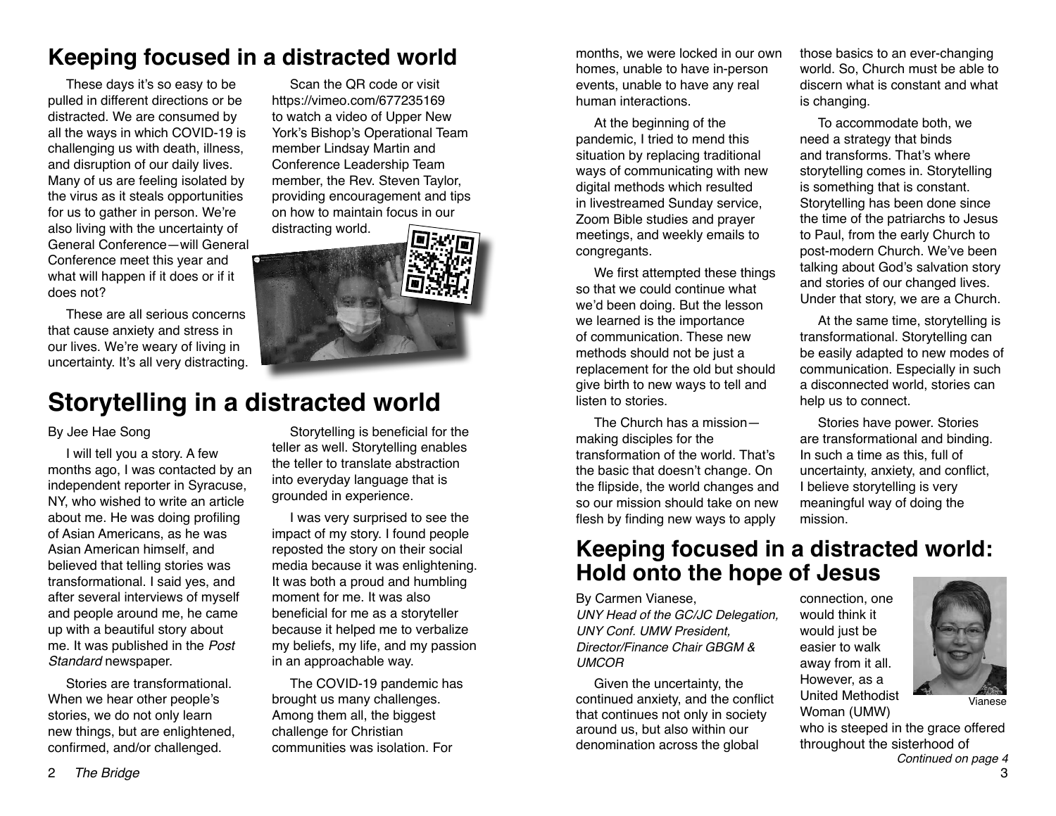## Keeping focused in a distracted world

These days it's so easy to be pulled in different directions or be distracted. We are consumed by all the ways in which COVID-19 is challenging us with death, illness, and disruption of our daily lives. Many of us are feeling isolated by the virus as it steals opportunities for us to gather in person. We're also living with the uncertainty of General Conference—will General Conference meet this year and what will happen if it does or if it does not?

These are all serious concerns that cause anxiety and stress in our lives. We're weary of living in uncertainty. It's all very distracting.

Scan the QR code or visit https://vimeo.com/677235169 to watch a video of Upper New York's Bishop's Operational Team member Lindsay Martin and Conference Leadership Team member, the Rev. Steven Taylor, providing encouragement and tips on how to maintain focus in our distracting world.

## Storytelling in a distracted world

By Jee Hae Song

I will tell you a story. A few months ago, I was contacted by an independent reporter in Syracuse, NY, who wished to write an article about me. He was doing profiling of Asian Americans, as he was Asian American himself, and believed that telling stories was transformational. I said yes, and after several interviews of myself and people around me, he came up with a beautiful story about me. It was published in the *Post Standard* newspaper.

Stories are transformational. When we hear other people's stories, we do not only learn new things, but are enlightened, confirmed, and/or challenged.

Storytelling is beneficial for the teller as well. Storytelling enables the teller to translate abstraction into everyday language that is grounded in experience.

I was very surprised to see the impact of my story. I found people reposted the story on their social media because it was enlightening. It was both a proud and humbling moment for me. It was also beneficial for me as a storyteller because it helped me to verbalize my beliefs, my life, and my passion in an approachable way.

The COVID-19 pandemic has brought us many challenges. Among them all, the biggest challenge for Christian communities was isolation. For months, we were locked in our own homes, unable to have in-person events, unable to have any real human interactions.

At the beginning of the pandemic, I tried to mend this situation by replacing traditional ways of communicating with new digital methods which resulted in livestreamed Sunday service, Zoom Bible studies and prayer meetings, and weekly emails to congregants.

We first attempted these things so that we could continue what we'd been doing. But the lesson we learned is the importance of communication. These new methods should not be just a replacement for the old but should give birth to new ways to tell and listen to stories.

The Church has a mission—making disciples for the transformation of the world. That's the basic that doesn't change. On the flipside, the world changes and so our mission should take on new flesh by finding new ways to apply those basics to an ever-changing world. So, Church must be able to discern what is constant and what is changing.

To accommodate both, we need a strategy that binds and transforms. That's where storytelling comes in. Storytelling is something that is constant. Storytelling has been done since the time of the patriarchs to Jesus to Paul, from the early Church to post-modern Church. We've been talking about God's salvation story and stories of our changed lives. Under that story, we are a Church.

At the same time, storytelling is transformational. Storytelling can be easily adapted to new modes of communication. Especially in such a disconnected world, stories can help us to connect.

Stories have power. Stories are transformational and binding. In such a time as this, full of uncertainty, anxiety, and conflict, I believe storytelling is very meaningful way of doing the mission.

## Keeping focused in a distracted world: Hold onto the hope of Jesus

By Carmen Vianese,
*UNY Head of the GC/JC Delegation, UNY Conf. UMW President, Director/Finance Chair GBGM & UMCOR*

Given the uncertainty, the continued anxiety, and the conflict that continues not only in society around us, but also within our denomination across the global connection, one would think it would just be easier to walk away from it all. However, as a United Methodist Woman (UMW) who is steeped in the grace offered throughout the sisterhood of

Vianese

*Continued on page 4*